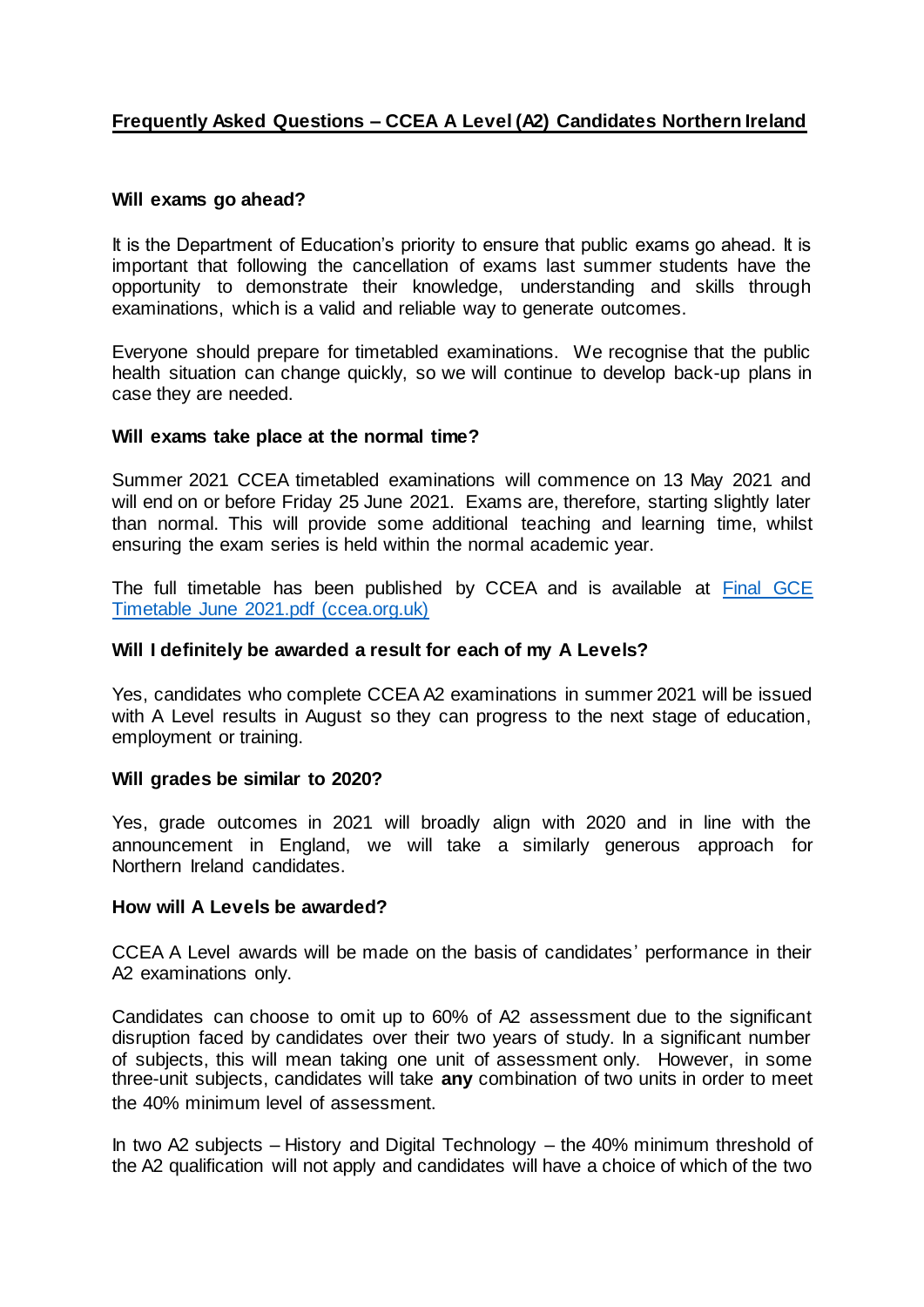# Frequently Asked Questions – CCEA A Level (A2) Candidates Northern Ireland

**Will exams go ahead?**

It is the Department of Education's priority to ensure that public exams go ahead. It is important that following the cancellation of exams last summer students have the opportunity to demonstrate their knowledge, understanding and skills through examinations, which is a valid and reliable way to generate outcomes.

Everyone should prepare for timetabled examinations. We recognise that the public health situation can change quickly, so we will continue to develop back-up plans in case they are needed.

**Will exams take place at the normal time?**

Summer 2021 CCEA timetabled examinations will commence on 13 May 2021 and will end on or before Friday 25 June 2021. Exams are, therefore, starting slightly later than normal. This will provide some additional teaching and learning time, whilst ensuring the exam series is held within the normal academic year.

The full timetable has been published by CCEA and is available at [Final GCE Timetable June 2021.pdf (ccea.org.uk)]

**Will I definitely be awarded a result for each of my A Levels?**

Yes, candidates who complete CCEA A2 examinations in summer 2021 will be issued with A Level results in August so they can progress to the next stage of education, employment or training.

**Will grades be similar to 2020?**

Yes, grade outcomes in 2021 will broadly align with 2020 and in line with the announcement in England, we will take a similarly generous approach for Northern Ireland candidates.

**How will A Levels be awarded?**

CCEA A Level awards will be made on the basis of candidates' performance in their A2 examinations only.

Candidates can choose to omit up to 60% of A2 assessment due to the significant disruption faced by candidates over their two years of study. In a significant number of subjects, this will mean taking one unit of assessment only. However, in some three-unit subjects, candidates will take **any** combination of two units in order to meet the 40% minimum level of assessment.

In two A2 subjects – History and Digital Technology – the 40% minimum threshold of the A2 qualification will not apply and candidates will have a choice of which of the two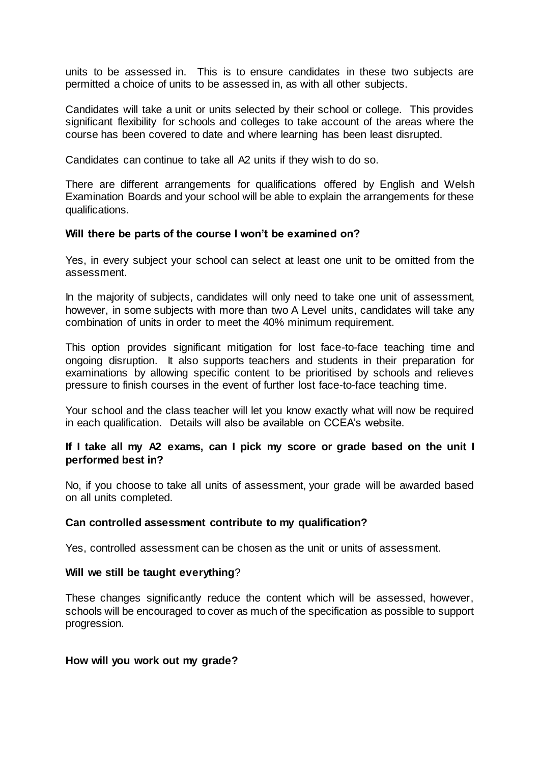units to be assessed in. This is to ensure candidates in these two subjects are permitted a choice of units to be assessed in, as with all other subjects.

Candidates will take a unit or units selected by their school or college. This provides significant flexibility for schools and colleges to take account of the areas where the course has been covered to date and where learning has been least disrupted.

Candidates can continue to take all A2 units if they wish to do so.

There are different arrangements for qualifications offered by English and Welsh Examination Boards and your school will be able to explain the arrangements for these qualifications.

**Will there be parts of the course I won't be examined on?**

Yes, in every subject your school can select at least one unit to be omitted from the assessment.

In the majority of subjects, candidates will only need to take one unit of assessment, however, in some subjects with more than two A Level units, candidates will take any combination of units in order to meet the 40% minimum requirement.

This option provides significant mitigation for lost face-to-face teaching time and ongoing disruption. It also supports teachers and students in their preparation for examinations by allowing specific content to be prioritised by schools and relieves pressure to finish courses in the event of further lost face-to-face teaching time.

Your school and the class teacher will let you know exactly what will now be required in each qualification. Details will also be available on CCEA's website.

**If I take all my A2 exams, can I pick my score or grade based on the unit I performed best in?**

No, if you choose to take all units of assessment, your grade will be awarded based on all units completed.

**Can controlled assessment contribute to my qualification?**

Yes, controlled assessment can be chosen as the unit or units of assessment.

**Will we still be taught everything?**

These changes significantly reduce the content which will be assessed, however, schools will be encouraged to cover as much of the specification as possible to support progression.

**How will you work out my grade?**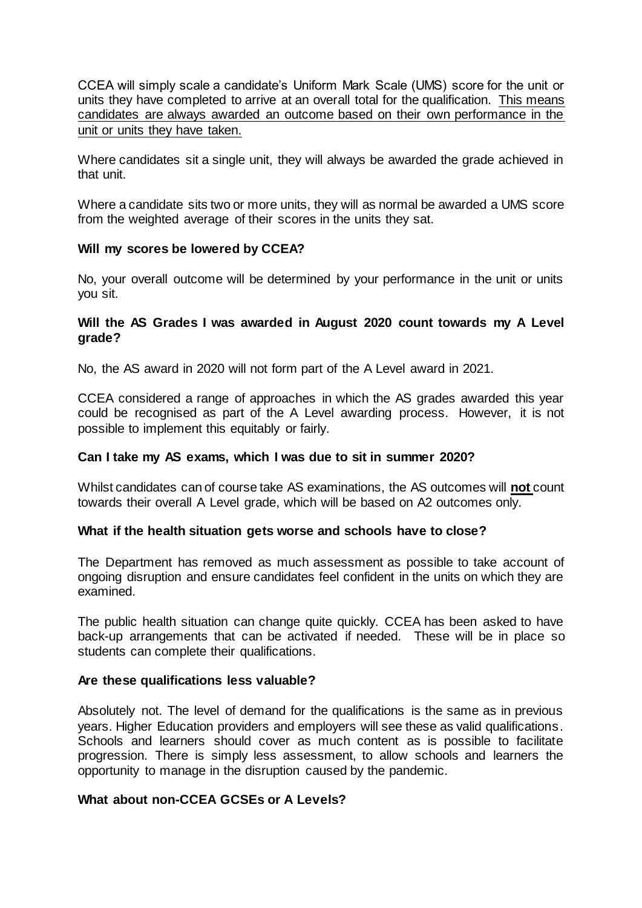CCEA will simply scale a candidate's Uniform Mark Scale (UMS) score for the unit or units they have completed to arrive at an overall total for the qualification. <u>This means candidates are always awarded an outcome based on their own performance in the unit or units they have taken.</u>

Where candidates sit a single unit, they will always be awarded the grade achieved in that unit.

Where a candidate sits two or more units, they will as normal be awarded a UMS score from the weighted average of their scores in the units they sat.

**Will my scores be lowered by CCEA?**

No, your overall outcome will be determined by your performance in the unit or units you sit.

**Will the AS Grades I was awarded in August 2020 count towards my A Level grade?**

No, the AS award in 2020 will not form part of the A Level award in 2021.

CCEA considered a range of approaches in which the AS grades awarded this year could be recognised as part of the A Level awarding process. However, it is not possible to implement this equitably or fairly.

**Can I take my AS exams, which I was due to sit in summer 2020?**

Whilst candidates can of course take AS examinations, the AS outcomes will **<u>not</u>** count towards their overall A Level grade, which will be based on A2 outcomes only.

**What if the health situation gets worse and schools have to close?**

The Department has removed as much assessment as possible to take account of ongoing disruption and ensure candidates feel confident in the units on which they are examined.

The public health situation can change quite quickly. CCEA has been asked to have back-up arrangements that can be activated if needed. These will be in place so students can complete their qualifications.

**Are these qualifications less valuable?**

Absolutely not. The level of demand for the qualifications is the same as in previous years. Higher Education providers and employers will see these as valid qualifications. Schools and learners should cover as much content as is possible to facilitate progression. There is simply less assessment, to allow schools and learners the opportunity to manage in the disruption caused by the pandemic.

**What about non-CCEA GCSEs or A Levels?**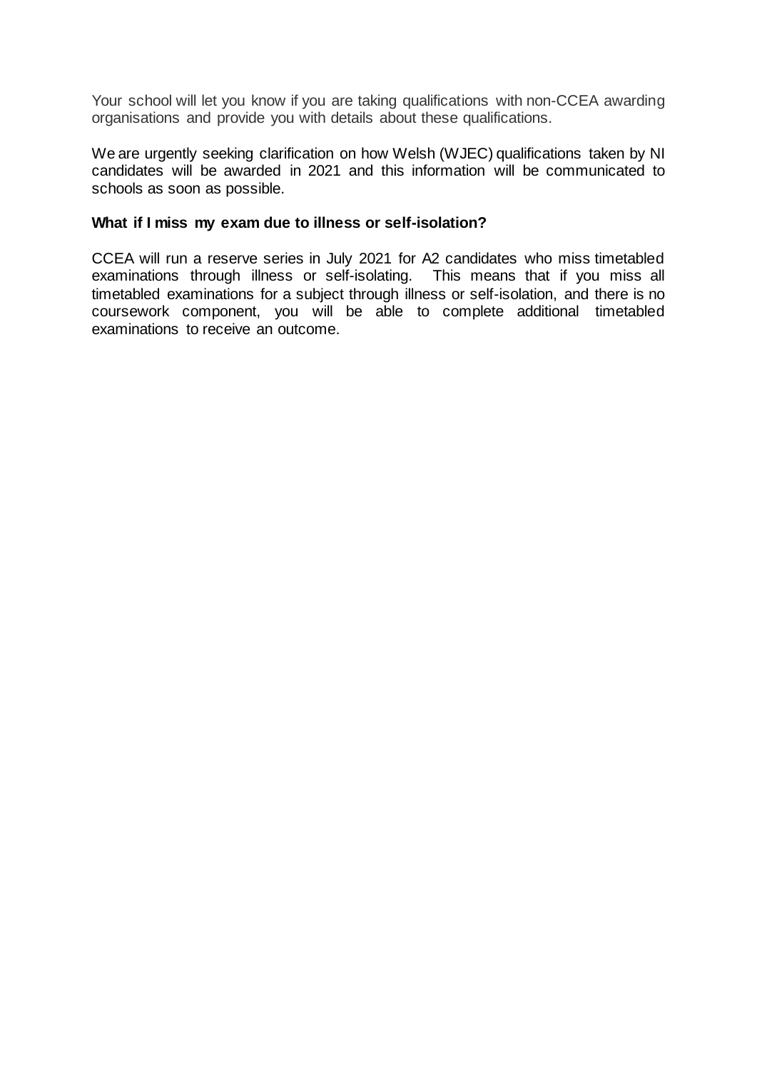Your school will let you know if you are taking qualifications with non-CCEA awarding organisations and provide you with details about these qualifications.

We are urgently seeking clarification on how Welsh (WJEC) qualifications taken by NI candidates will be awarded in 2021 and this information will be communicated to schools as soon as possible.

**What if I miss my exam due to illness or self-isolation?**

CCEA will run a reserve series in July 2021 for A2 candidates who miss timetabled examinations through illness or self-isolating. This means that if you miss all timetabled examinations for a subject through illness or self-isolation, and there is no coursework component, you will be able to complete additional timetabled examinations to receive an outcome.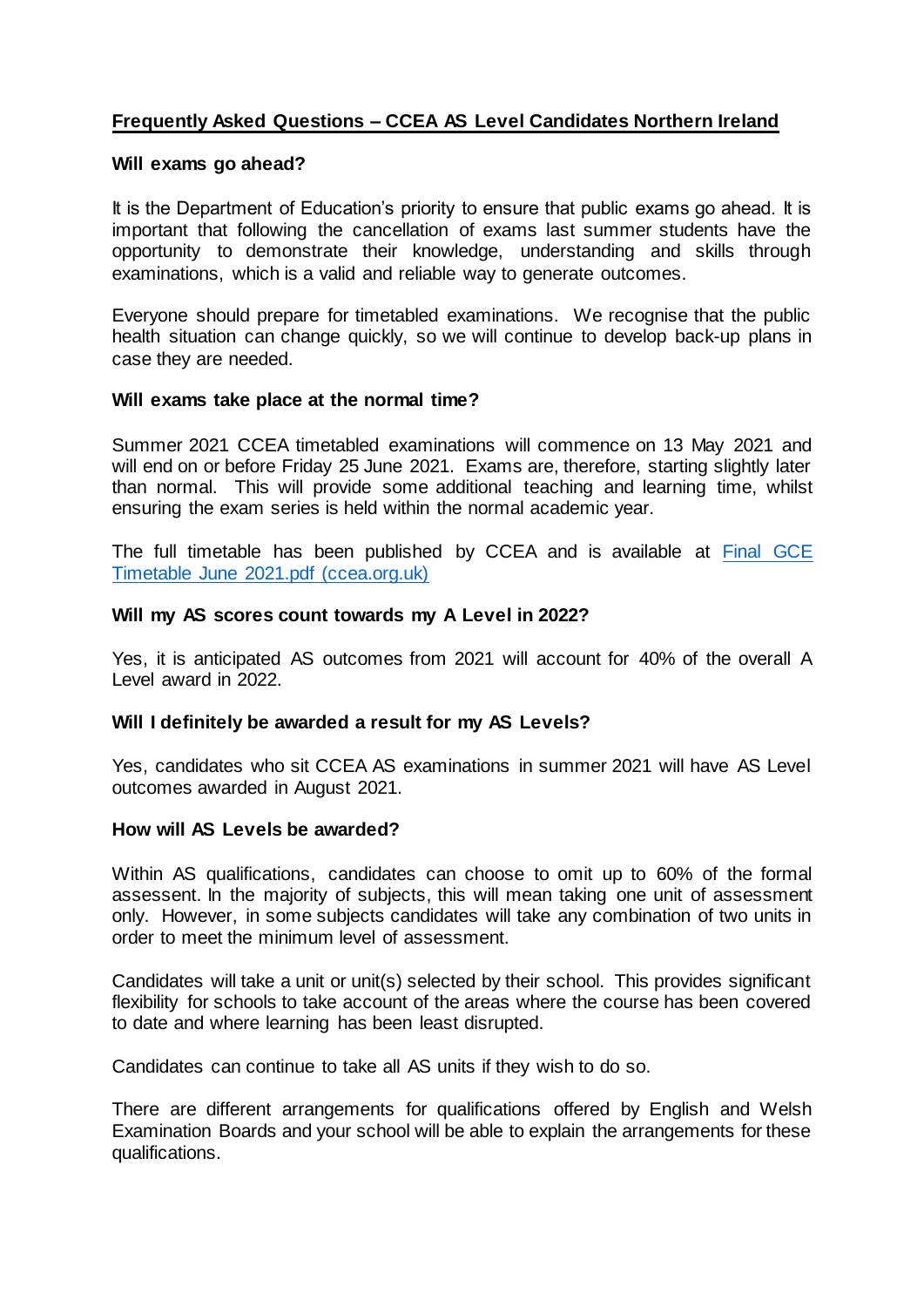## Frequently Asked Questions – CCEA AS Level Candidates Northern Ireland

**Will exams go ahead?**

It is the Department of Education's priority to ensure that public exams go ahead. It is important that following the cancellation of exams last summer students have the opportunity to demonstrate their knowledge, understanding and skills through examinations, which is a valid and reliable way to generate outcomes.

Everyone should prepare for timetabled examinations. We recognise that the public health situation can change quickly, so we will continue to develop back-up plans in case they are needed.

**Will exams take place at the normal time?**

Summer 2021 CCEA timetabled examinations will commence on 13 May 2021 and will end on or before Friday 25 June 2021. Exams are, therefore, starting slightly later than normal. This will provide some additional teaching and learning time, whilst ensuring the exam series is held within the normal academic year.

The full timetable has been published by CCEA and is available at [Final GCE Timetable June 2021.pdf (ccea.org.uk)]

**Will my AS scores count towards my A Level in 2022?**

Yes, it is anticipated AS outcomes from 2021 will account for 40% of the overall A Level award in 2022.

**Will I definitely be awarded a result for my AS Levels?**

Yes, candidates who sit CCEA AS examinations in summer 2021 will have AS Level outcomes awarded in August 2021.

**How will AS Levels be awarded?**

Within AS qualifications, candidates can choose to omit up to 60% of the formal assessent. In the majority of subjects, this will mean taking one unit of assessment only. However, in some subjects candidates will take any combination of two units in order to meet the minimum level of assessment.

Candidates will take a unit or unit(s) selected by their school. This provides significant flexibility for schools to take account of the areas where the course has been covered to date and where learning has been least disrupted.

Candidates can continue to take all AS units if they wish to do so.

There are different arrangements for qualifications offered by English and Welsh Examination Boards and your school will be able to explain the arrangements for these qualifications.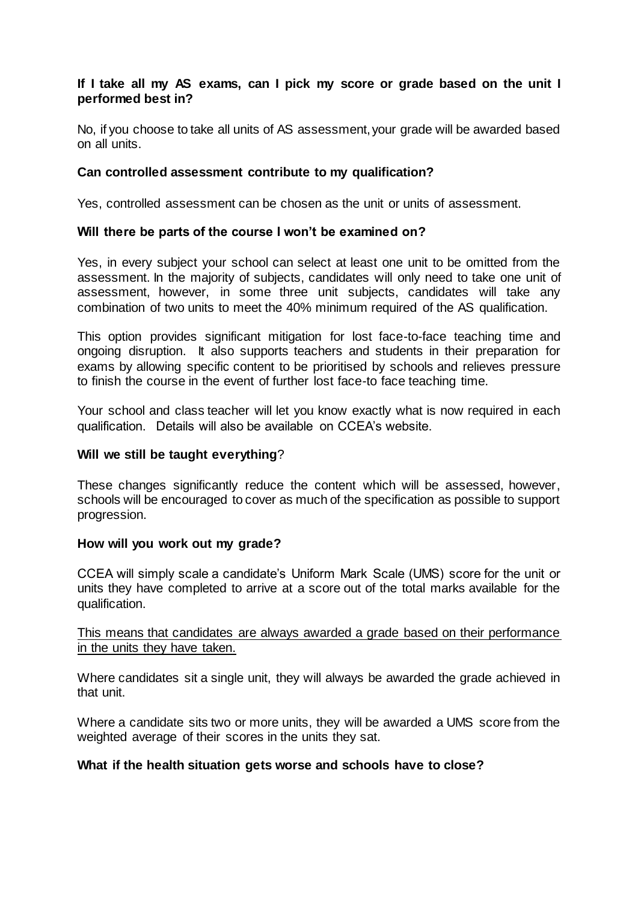**If I take all my AS exams, can I pick my score or grade based on the unit I performed best in?**

No, if you choose to take all units of AS assessment, your grade will be awarded based on all units.

**Can controlled assessment contribute to my qualification?**

Yes, controlled assessment can be chosen as the unit or units of assessment.

**Will there be parts of the course I won't be examined on?**

Yes, in every subject your school can select at least one unit to be omitted from the assessment. In the majority of subjects, candidates will only need to take one unit of assessment, however, in some three unit subjects, candidates will take any combination of two units to meet the 40% minimum required of the AS qualification.

This option provides significant mitigation for lost face-to-face teaching time and ongoing disruption. It also supports teachers and students in their preparation for exams by allowing specific content to be prioritised by schools and relieves pressure to finish the course in the event of further lost face-to face teaching time.

Your school and class teacher will let you know exactly what is now required in each qualification. Details will also be available on CCEA's website.

**Will we still be taught everything?**

These changes significantly reduce the content which will be assessed, however, schools will be encouraged to cover as much of the specification as possible to support progression.

**How will you work out my grade?**

CCEA will simply scale a candidate's Uniform Mark Scale (UMS) score for the unit or units they have completed to arrive at a score out of the total marks available for the qualification.

<u>This means that candidates are always awarded a grade based on their performance in the units they have taken.</u>

Where candidates sit a single unit, they will always be awarded the grade achieved in that unit.

Where a candidate sits two or more units, they will be awarded a UMS score from the weighted average of their scores in the units they sat.

**What if the health situation gets worse and schools have to close?**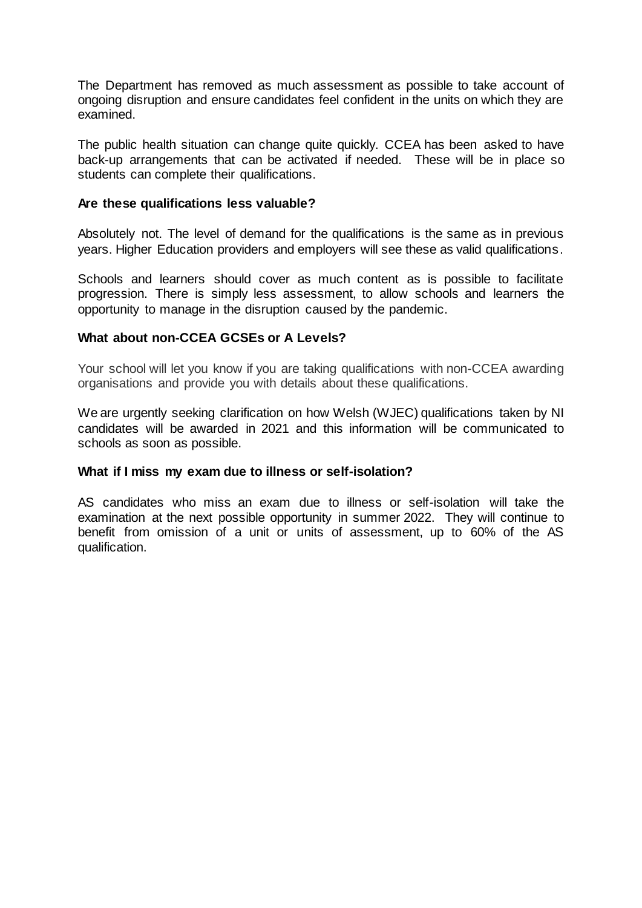The Department has removed as much assessment as possible to take account of ongoing disruption and ensure candidates feel confident in the units on which they are examined.

The public health situation can change quite quickly. CCEA has been asked to have back-up arrangements that can be activated if needed. These will be in place so students can complete their qualifications.

**Are these qualifications less valuable?**

Absolutely not. The level of demand for the qualifications is the same as in previous years. Higher Education providers and employers will see these as valid qualifications.

Schools and learners should cover as much content as is possible to facilitate progression. There is simply less assessment, to allow schools and learners the opportunity to manage in the disruption caused by the pandemic.

**What about non-CCEA GCSEs or A Levels?**

Your school will let you know if you are taking qualifications with non-CCEA awarding organisations and provide you with details about these qualifications.

We are urgently seeking clarification on how Welsh (WJEC) qualifications taken by NI candidates will be awarded in 2021 and this information will be communicated to schools as soon as possible.

**What if I miss my exam due to illness or self-isolation?**

AS candidates who miss an exam due to illness or self-isolation will take the examination at the next possible opportunity in summer 2022. They will continue to benefit from omission of a unit or units of assessment, up to 60% of the AS qualification.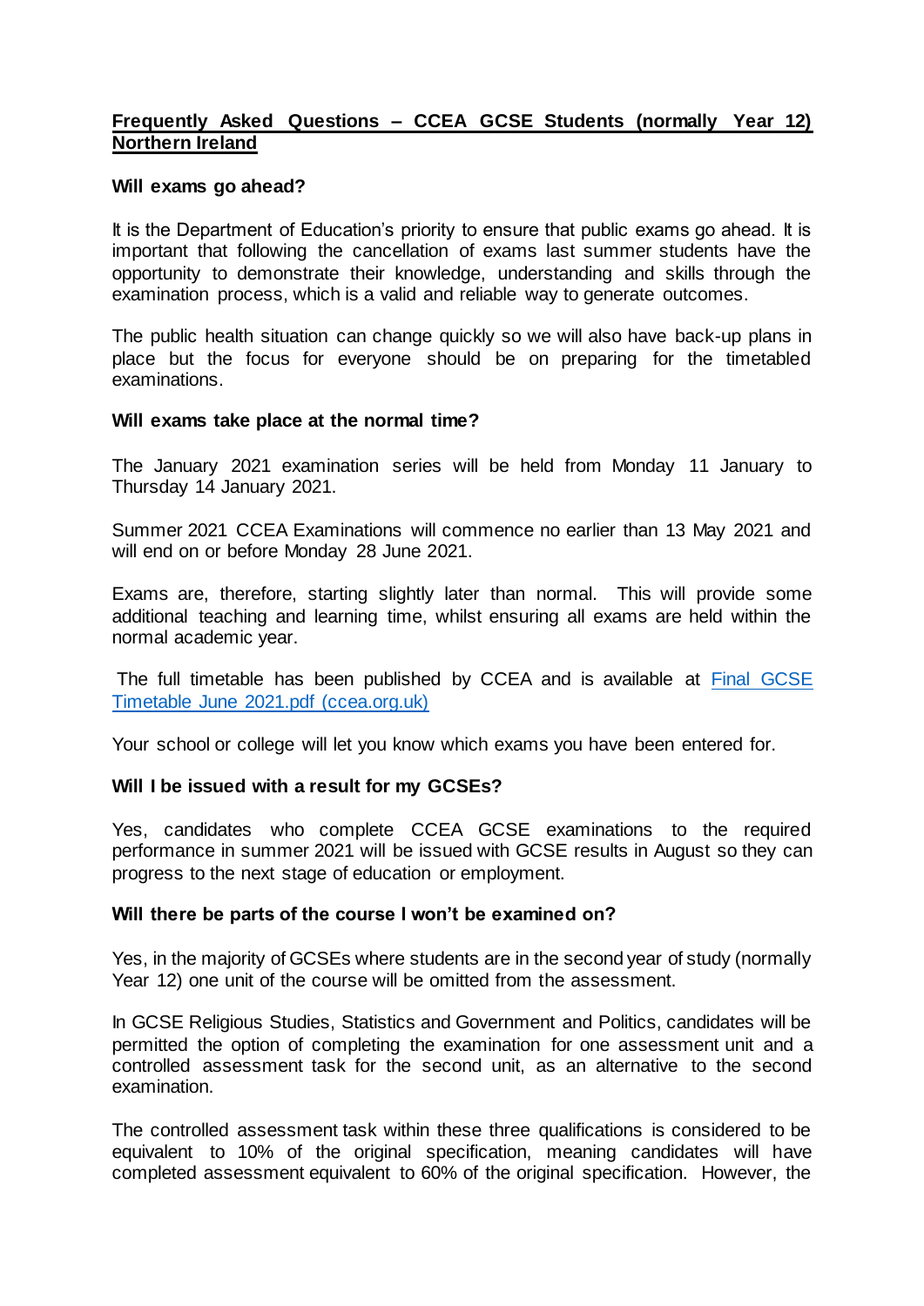## Frequently Asked Questions – CCEA GCSE Students (normally Year 12) Northern Ireland

**Will exams go ahead?**

It is the Department of Education's priority to ensure that public exams go ahead. It is important that following the cancellation of exams last summer students have the opportunity to demonstrate their knowledge, understanding and skills through the examination process, which is a valid and reliable way to generate outcomes.

The public health situation can change quickly so we will also have back-up plans in place but the focus for everyone should be on preparing for the timetabled examinations.

**Will exams take place at the normal time?**

The January 2021 examination series will be held from Monday 11 January to Thursday 14 January 2021.

Summer 2021 CCEA Examinations will commence no earlier than 13 May 2021 and will end on or before Monday 28 June 2021.

Exams are, therefore, starting slightly later than normal. This will provide some additional teaching and learning time, whilst ensuring all exams are held within the normal academic year.

The full timetable has been published by CCEA and is available at [Final GCSE Timetable June 2021.pdf (ccea.org.uk)]

Your school or college will let you know which exams you have been entered for.

**Will I be issued with a result for my GCSEs?**

Yes, candidates who complete CCEA GCSE examinations to the required performance in summer 2021 will be issued with GCSE results in August so they can progress to the next stage of education or employment.

**Will there be parts of the course I won't be examined on?**

Yes, in the majority of GCSEs where students are in the second year of study (normally Year 12) one unit of the course will be omitted from the assessment.

In GCSE Religious Studies, Statistics and Government and Politics, candidates will be permitted the option of completing the examination for one assessment unit and a controlled assessment task for the second unit, as an alternative to the second examination.

The controlled assessment task within these three qualifications is considered to be equivalent to 10% of the original specification, meaning candidates will have completed assessment equivalent to 60% of the original specification. However, the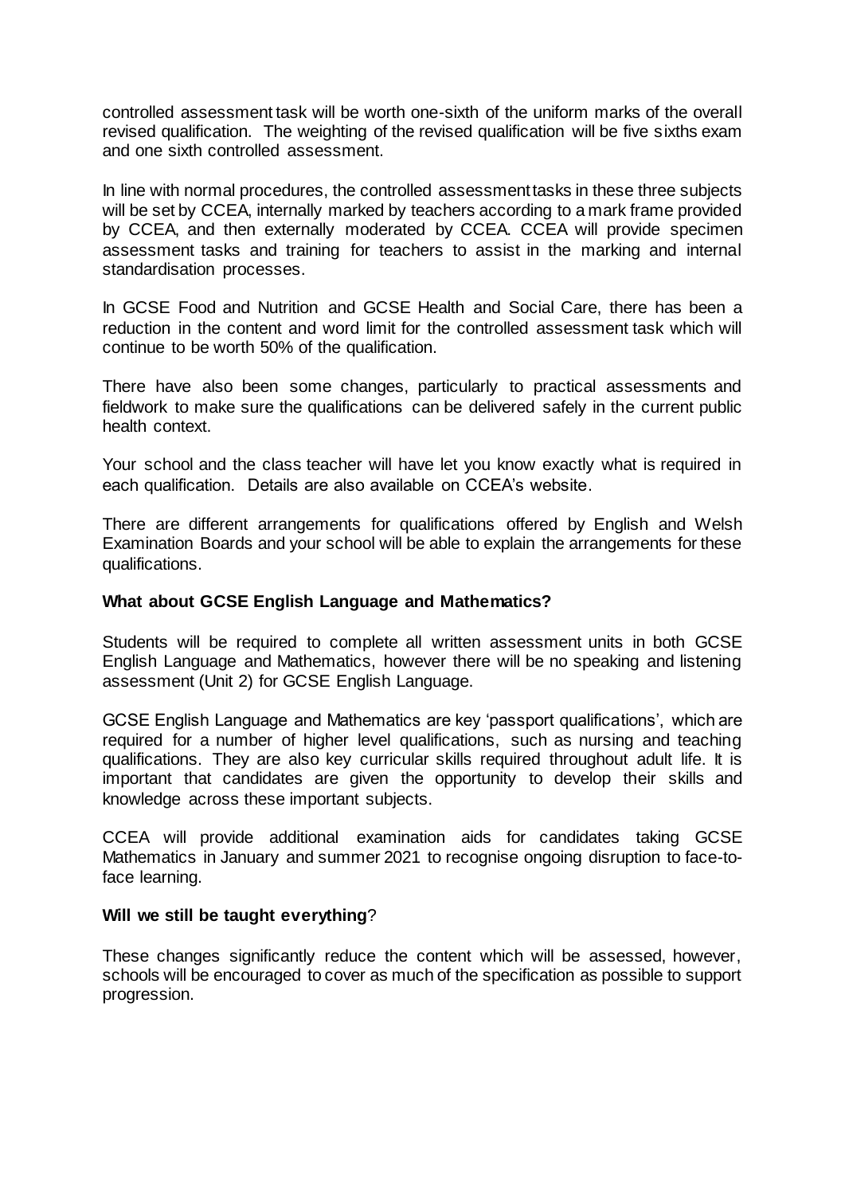controlled assessment task will be worth one-sixth of the uniform marks of the overall revised qualification. The weighting of the revised qualification will be five sixths exam and one sixth controlled assessment.

In line with normal procedures, the controlled assessment tasks in these three subjects will be set by CCEA, internally marked by teachers according to a mark frame provided by CCEA, and then externally moderated by CCEA. CCEA will provide specimen assessment tasks and training for teachers to assist in the marking and internal standardisation processes.

In GCSE Food and Nutrition and GCSE Health and Social Care, there has been a reduction in the content and word limit for the controlled assessment task which will continue to be worth 50% of the qualification.

There have also been some changes, particularly to practical assessments and fieldwork to make sure the qualifications can be delivered safely in the current public health context.

Your school and the class teacher will have let you know exactly what is required in each qualification. Details are also available on CCEA's website.

There are different arrangements for qualifications offered by English and Welsh Examination Boards and your school will be able to explain the arrangements for these qualifications.

**What about GCSE English Language and Mathematics?**

Students will be required to complete all written assessment units in both GCSE English Language and Mathematics, however there will be no speaking and listening assessment (Unit 2) for GCSE English Language.

GCSE English Language and Mathematics are key 'passport qualifications', which are required for a number of higher level qualifications, such as nursing and teaching qualifications. They are also key curricular skills required throughout adult life. It is important that candidates are given the opportunity to develop their skills and knowledge across these important subjects.

CCEA will provide additional examination aids for candidates taking GCSE Mathematics in January and summer 2021 to recognise ongoing disruption to face-to-face learning.

**Will we still be taught everything**?

These changes significantly reduce the content which will be assessed, however, schools will be encouraged to cover as much of the specification as possible to support progression.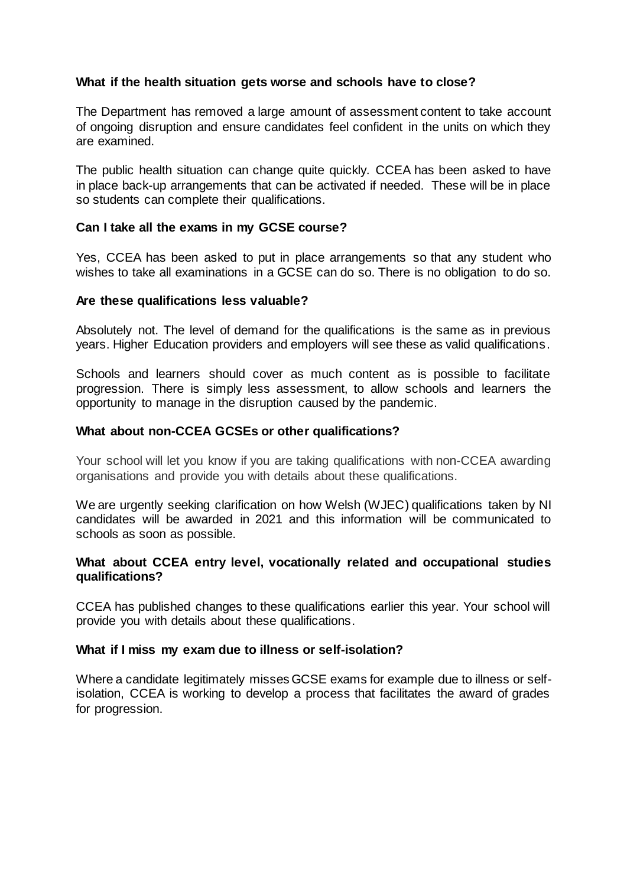### What if the health situation gets worse and schools have to close?

The Department has removed a large amount of assessment content to take account of ongoing disruption and ensure candidates feel confident in the units on which they are examined.

The public health situation can change quite quickly. CCEA has been asked to have in place back-up arrangements that can be activated if needed. These will be in place so students can complete their qualifications.

### Can I take all the exams in my GCSE course?

Yes, CCEA has been asked to put in place arrangements so that any student who wishes to take all examinations in a GCSE can do so. There is no obligation to do so.

### Are these qualifications less valuable?

Absolutely not. The level of demand for the qualifications is the same as in previous years. Higher Education providers and employers will see these as valid qualifications.

Schools and learners should cover as much content as is possible to facilitate progression. There is simply less assessment, to allow schools and learners the opportunity to manage in the disruption caused by the pandemic.

### What about non-CCEA GCSEs or other qualifications?

Your school will let you know if you are taking qualifications with non-CCEA awarding organisations and provide you with details about these qualifications.

We are urgently seeking clarification on how Welsh (WJEC) qualifications taken by NI candidates will be awarded in 2021 and this information will be communicated to schools as soon as possible.

### What about CCEA entry level, vocationally related and occupational studies qualifications?

CCEA has published changes to these qualifications earlier this year. Your school will provide you with details about these qualifications.

### What if I miss my exam due to illness or self-isolation?

Where a candidate legitimately misses GCSE exams for example due to illness or self-isolation, CCEA is working to develop a process that facilitates the award of grades for progression.